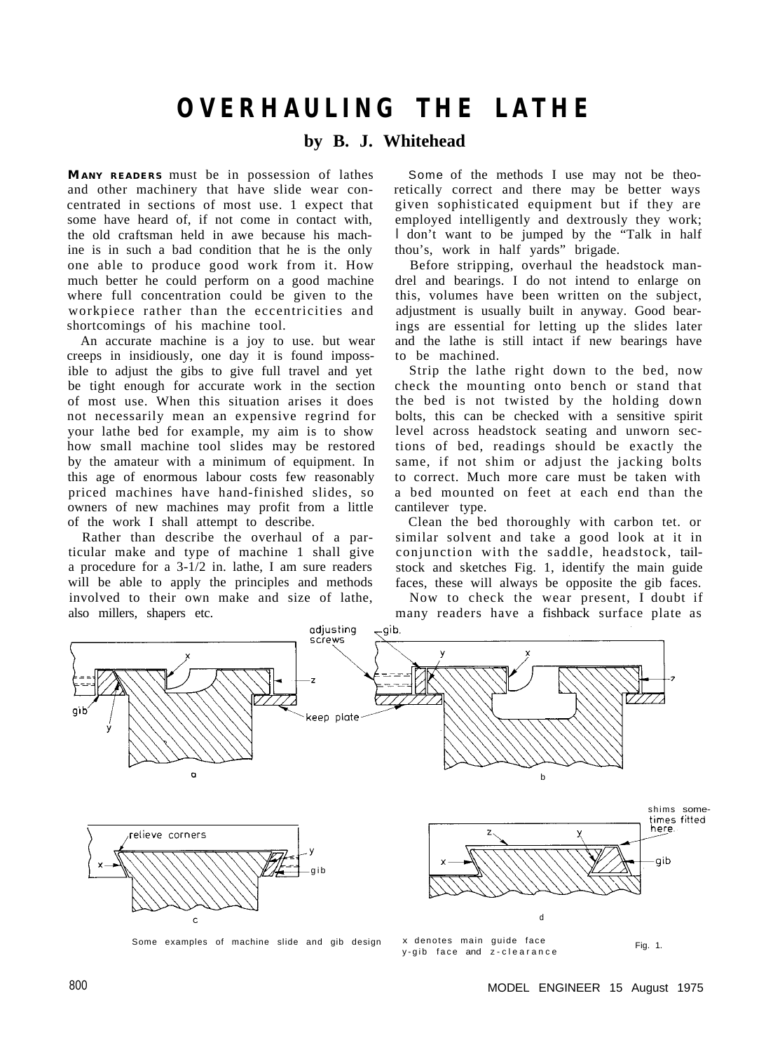# OVERHAULING THE LATHE

**by B. J. Whitehead**

**MANY READERS** must be in possession of lathes and other machinery that have slide wear concentrated in sections of most use. 1 expect that some have heard of, if not come in contact with, the old craftsman held in awe because his machine is in such a bad condition that he is the only one able to produce good work from it. How much better he could perform on a good machine where full concentration could be given to the workpiece rather than the eccentricities and shortcomings of his machine tool.

An accurate machine is a joy to use. but wear creeps in insidiously, one day it is found impossible to adjust the gibs to give full travel and yet be tight enough for accurate work in the section of most use. When this situation arises it does not necessarily mean an expensive regrind for your lathe bed for example, my aim is to show how small machine tool slides may be restored by the amateur with a minimum of equipment. In this age of enormous labour costs few reasonably priced machines have hand-finished slides, so owners of new machines may profit from a little of the work I shall attempt to describe.

Rather than describe the overhaul of a particular make and type of machine 1 shall give a procedure for a 3-1/2 in. lathe, I am sure readers will be able to apply the principles and methods involved to their own make and size of lathe, also millers, shapers etc.

Some of the methods I use may not be theoretically correct and there may be better ways given sophisticated equipment but if they are employed intelligently and dextrously they work; I don't want to be jumped by the "Talk in half thou's, work in half yards" brigade.

Before stripping, overhaul the headstock mandrel and bearings. I do not intend to enlarge on this, volumes have been written on the subject, adjustment is usually built in anyway. Good bearings are essential for letting up the slides later and the lathe is still intact if new bearings have to be machined.

Strip the lathe right down to the bed, now check the mounting onto bench or stand that the bed is not twisted by the holding down bolts, this can be checked with a sensitive spirit level across headstock seating and unworn sections of bed, readings should be exactly the same, if not shim or adjust the jacking bolts to correct. Much more care must be taken with a bed mounted on feet at each end than the cantilever type.

Clean the bed thoroughly with carbon tet. or similar solvent and take a good look at it in conjunction with the saddle, headstock, tailstock and sketches Fig. 1, identify the main guide faces, these will always be opposite the gib faces.

Now to check the wear present, I doubt if many readers have a fishback surface plate as

Some examples of machine slide and gib design — x denotes main guide face y-gib face and z-clearance — Fig. 1.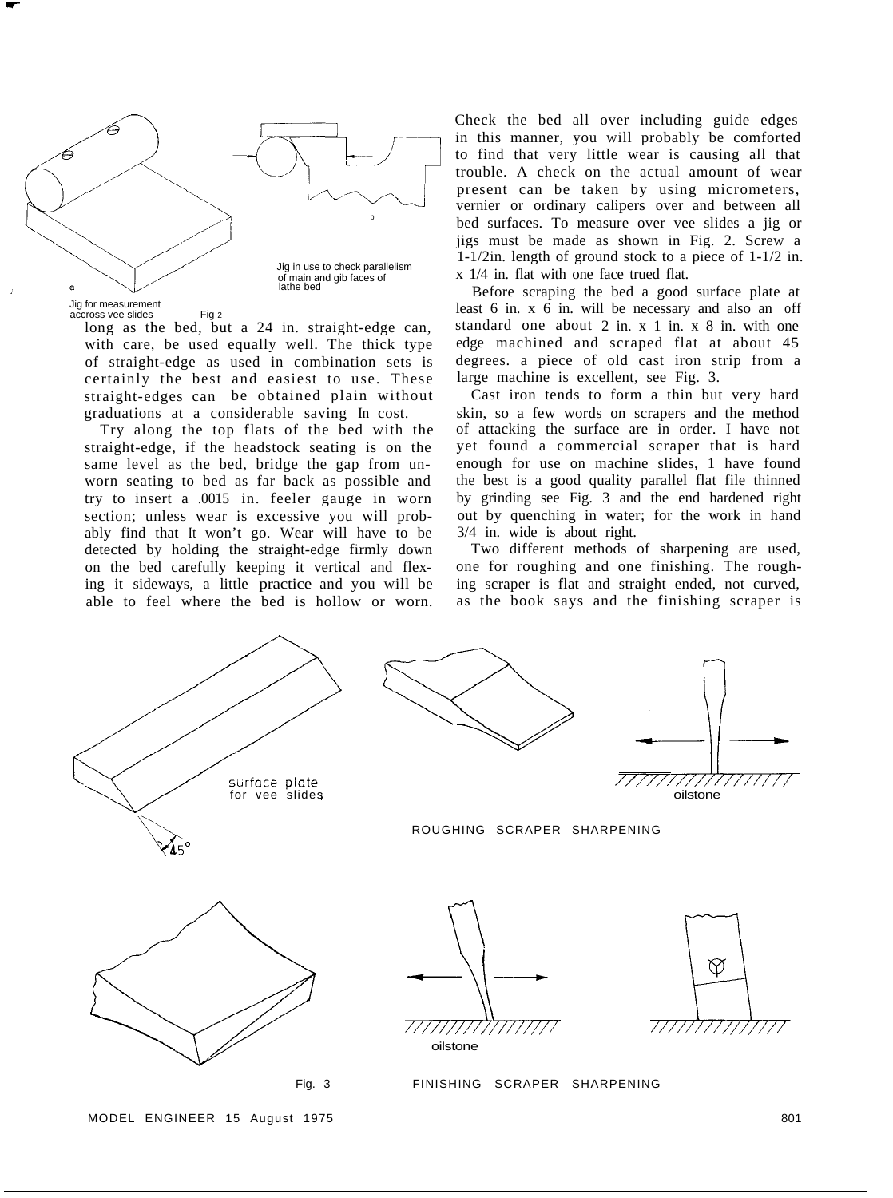Jig in use to check parallelism of main and gib faces of lathe bed

Jig for measurement accross vee slides

Fig 2

long as the bed, but a 24 in. straight-edge can, with care, be used equally well. The thick type of straight-edge as used in combination sets is certainly the best and easiest to use. These straight-edges can be obtained plain without graduations at a considerable saving In cost.

Try along the top flats of the bed with the straight-edge, if the headstock seating is on the same level as the bed, bridge the gap from unworn seating to bed as far back as possible and try to insert a .0015 in. feeler gauge in worn section; unless wear is excessive you will probably find that It won't go. Wear will have to be detected by holding the straight-edge firmly down on the bed carefully keeping it vertical and flexing it sideways, a little practice and you will be able to feel where the bed is hollow or worn.

Check the bed all over including guide edges in this manner, you will probably be comforted to find that very little wear is causing all that trouble. A check on the actual amount of wear present can be taken by using micrometers, vernier or ordinary calipers over and between all bed surfaces. To measure over vee slides a jig or jigs must be made as shown in Fig. 2. Screw a 1-1/2in. length of ground stock to a piece of 1-1/2 in. x 1/4 in. flat with one face trued flat.

Before scraping the bed a good surface plate at least 6 in. x 6 in. will be necessary and also an off standard one about 2 in. x 1 in. x 8 in. with one edge machined and scraped flat at about 45 degrees. a piece of old cast iron strip from a large machine is excellent, see Fig. 3.

Cast iron tends to form a thin but very hard skin, so a few words on scrapers and the method of attacking the surface are in order. I have not yet found a commercial scraper that is hard enough for use on machine slides, 1 have found the best is a good quality parallel flat file thinned by grinding see Fig. 3 and the end hardened right out by quenching in water; for the work in hand 3/4 in. wide is about right.

Two different methods of sharpening are used, one for roughing and one finishing. The roughing scraper is flat and straight ended, not curved, as the book says and the finishing scraper is

surface plate for vee slides

45°

oilstone

ROUGHING SCRAPER SHARPENING

oilstone

Fig. 3 FINISHING SCRAPER SHARPENING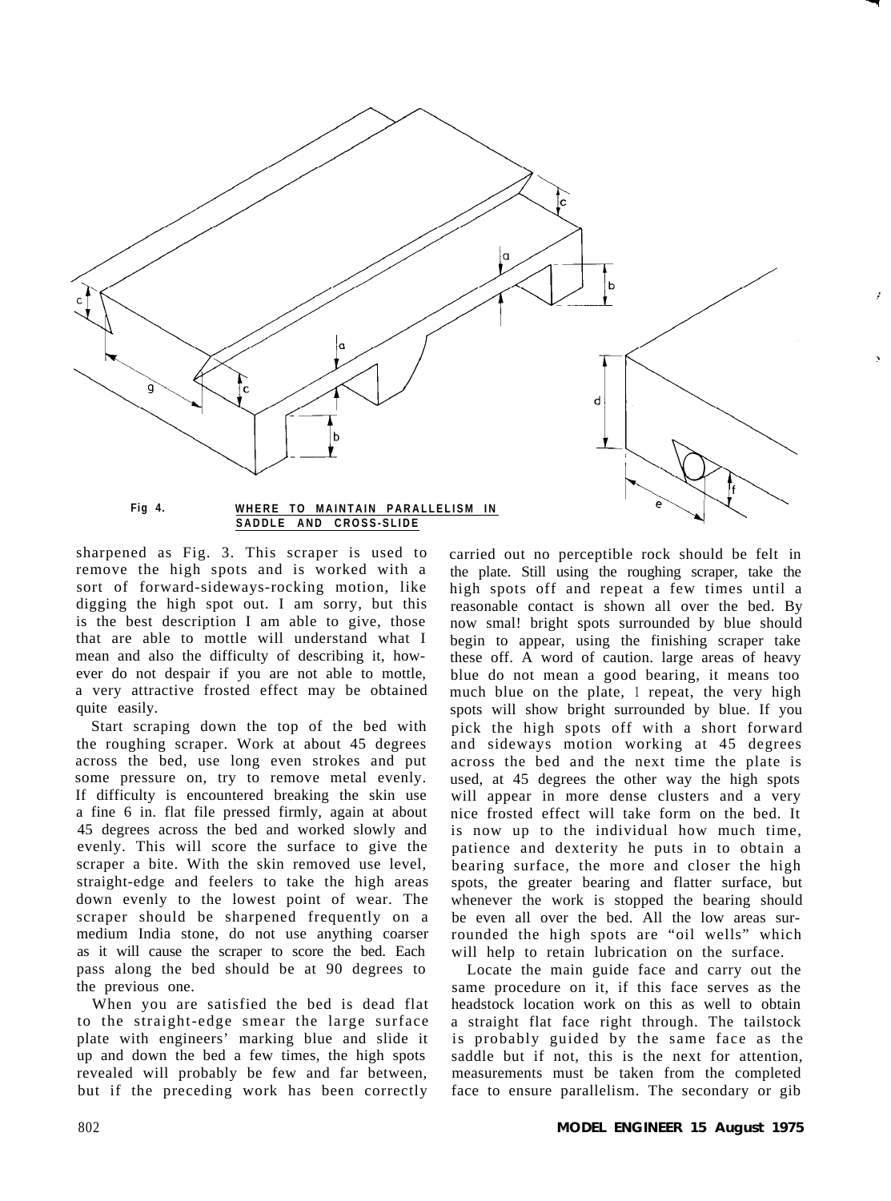Fig 4. WHERE TO MAINTAIN PARALLELISM IN SADDLE AND CROSS-SLIDE

sharpened as Fig. 3. This scraper is used to remove the high spots and is worked with a sort of forward-sideways-rocking motion, like digging the high spot out. I am sorry, but this is the best description I am able to give, those that are able to mottle will understand what I mean and also the difficulty of describing it, however do not despair if you are not able to mottle, a very attractive frosted effect may be obtained quite easily.

Start scraping down the top of the bed with the roughing scraper. Work at about 45 degrees across the bed, use long even strokes and put some pressure on, try to remove metal evenly. If difficulty is encountered breaking the skin use a fine 6 in. flat file pressed firmly, again at about 45 degrees across the bed and worked slowly and evenly. This will score the surface to give the scraper a bite. With the skin removed use level, straight-edge and feelers to take the high areas down evenly to the lowest point of wear. The scraper should be sharpened frequently on a medium India stone, do not use anything coarser as it will cause the scraper to score the bed. Each pass along the bed should be at 90 degrees to the previous one.

When you are satisfied the bed is dead flat to the straight-edge smear the large surface plate with engineers' marking blue and slide it up and down the bed a few times, the high spots revealed will probably be few and far between, but if the preceding work has been correctly carried out no perceptible rock should be felt in the plate. Still using the roughing scraper, take the high spots off and repeat a few times until a reasonable contact is shown all over the bed. By now smal! bright spots surrounded by blue should begin to appear, using the finishing scraper take these off. A word of caution. large areas of heavy blue do not mean a good bearing, it means too much blue on the plate, I repeat, the very high spots will show bright surrounded by blue. If you pick the high spots off with a short forward and sideways motion working at 45 degrees across the bed and the next time the plate is used, at 45 degrees the other way the high spots will appear in more dense clusters and a very nice frosted effect will take form on the bed. It is now up to the individual how much time, patience and dexterity he puts in to obtain a bearing surface, the more and closer the high spots, the greater bearing and flatter surface, but whenever the work is stopped the bearing should be even all over the bed. All the low areas surrounded the high spots are "oil wells" which will help to retain lubrication on the surface.

Locate the main guide face and carry out the same procedure on it, if this face serves as the headstock location work on this as well to obtain a straight flat face right through. The tailstock is probably guided by the same face as the saddle but if not, this is the next for attention, measurements must be taken from the completed face to ensure parallelism. The secondary or gib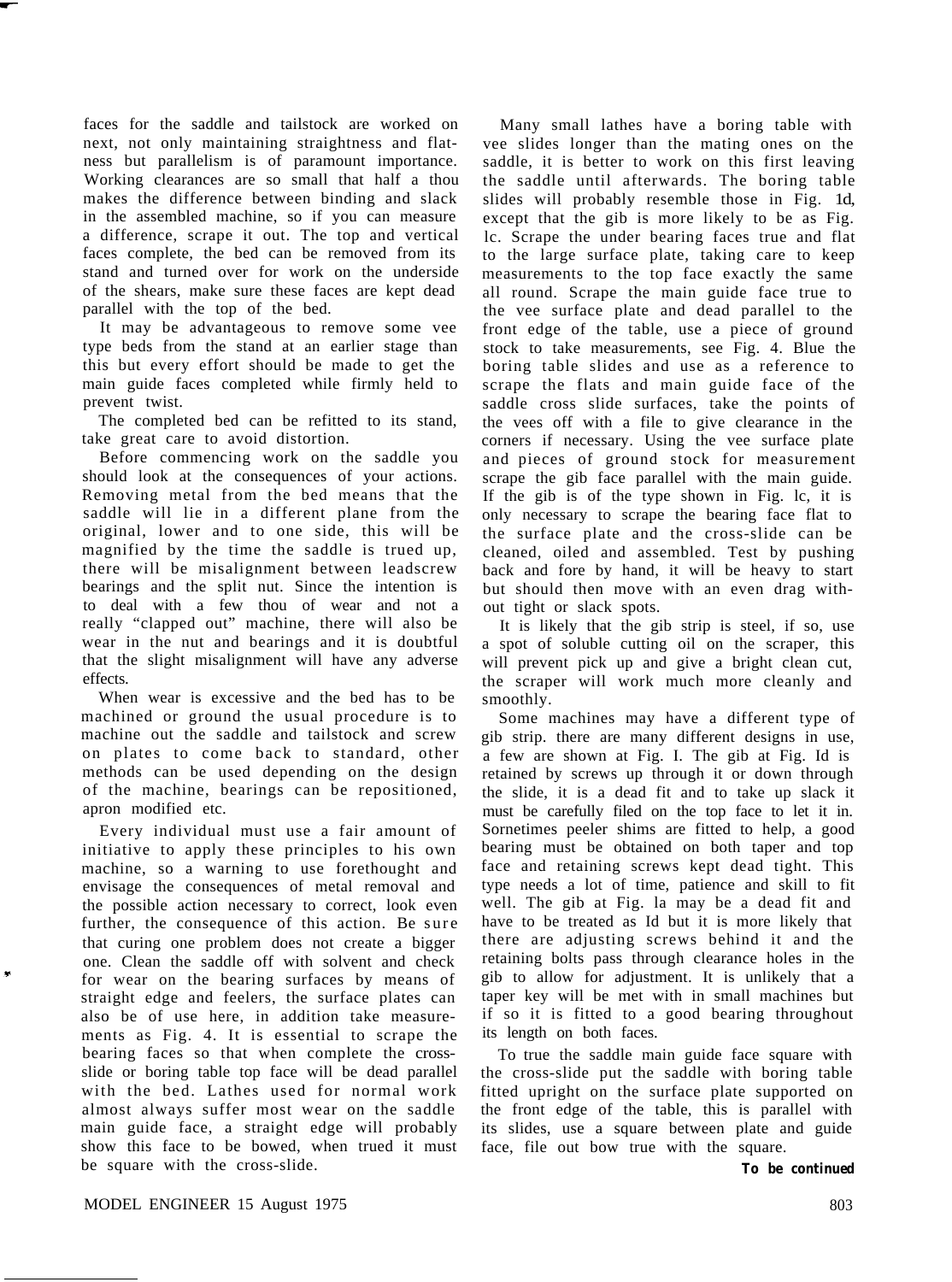faces for the saddle and tailstock are worked on next, not only maintaining straightness and flatness but parallelism is of paramount importance. Working clearances are so small that half a thou makes the difference between binding and slack in the assembled machine, so if you can measure a difference, scrape it out. The top and vertical faces complete, the bed can be removed from its stand and turned over for work on the underside of the shears, make sure these faces are kept dead parallel with the top of the bed.

It may be advantageous to remove some vee type beds from the stand at an earlier stage than this but every effort should be made to get the main guide faces completed while firmly held to prevent twist.

The completed bed can be refitted to its stand, take great care to avoid distortion.

Before commencing work on the saddle you should look at the consequences of your actions. Removing metal from the bed means that the saddle will lie in a different plane from the original, lower and to one side, this will be magnified by the time the saddle is trued up, there will be misalignment between leadscrew bearings and the split nut. Since the intention is to deal with a few thou of wear and not a really "clapped out" machine, there will also be wear in the nut and bearings and it is doubtful that the slight misalignment will have any adverse effects.

When wear is excessive and the bed has to be machined or ground the usual procedure is to machine out the saddle and tailstock and screw on plates to come back to standard, other methods can be used depending on the design of the machine, bearings can be repositioned, apron modified etc.

Every individual must use a fair amount of initiative to apply these principles to his own machine, so a warning to use forethought and envisage the consequences of metal removal and the possible action necessary to correct, look even further, the consequence of this action. Be sure that curing one problem does not create a bigger one. Clean the saddle off with solvent and check for wear on the bearing surfaces by means of straight edge and feelers, the surface plates can also be of use here, in addition take measurements as Fig. 4. It is essential to scrape the bearing faces so that when complete the cross-slide or boring table top face will be dead parallel with the bed. Lathes used for normal work almost always suffer most wear on the saddle main guide face, a straight edge will probably show this face to be bowed, when trued it must be square with the cross-slide.

Many small lathes have a boring table with vee slides longer than the mating ones on the saddle, it is better to work on this first leaving the saddle until afterwards. The boring table slides will probably resemble those in Fig. 1d, except that the gib is more likely to be as Fig. 1c. Scrape the under bearing faces true and flat to the large surface plate, taking care to keep measurements to the top face exactly the same all round. Scrape the main guide face true to the vee surface plate and dead parallel to the front edge of the table, use a piece of ground stock to take measurements, see Fig. 4. Blue the boring table slides and use as a reference to scrape the flats and main guide face of the saddle cross slide surfaces, take the points of the vees off with a file to give clearance in the corners if necessary. Using the vee surface plate and pieces of ground stock for measurement scrape the gib face parallel with the main guide. If the gib is of the type shown in Fig. 1c, it is only necessary to scrape the bearing face flat to the surface plate and the cross-slide can be cleaned, oiled and assembled. Test by pushing back and fore by hand, it will be heavy to start but should then move with an even drag without tight or slack spots.

It is likely that the gib strip is steel, if so, use a spot of soluble cutting oil on the scraper, this will prevent pick up and give a bright clean cut, the scraper will work much more cleanly and smoothly.

Some machines may have a different type of gib strip. there are many different designs in use, a few are shown at Fig. I. The gib at Fig. Id is retained by screws up through it or down through the slide, it is a dead fit and to take up slack it must be carefully filed on the top face to let it in. Sometimes peeler shims are fitted to help, a good bearing must be obtained on both taper and top face and retaining screws kept dead tight. This type needs a lot of time, patience and skill to fit well. The gib at Fig. la may be a dead fit and have to be treated as Id but it is more likely that there are adjusting screws behind it and the retaining bolts pass through clearance holes in the gib to allow for adjustment. It is unlikely that a taper key will be met with in small machines but if so it is fitted to a good bearing throughout its length on both faces.

To true the saddle main guide face square with the cross-slide put the saddle with boring table fitted upright on the surface plate supported on the front edge of the table, this is parallel with its slides, use a square between plate and guide face, file out bow true with the square.

**To be continued**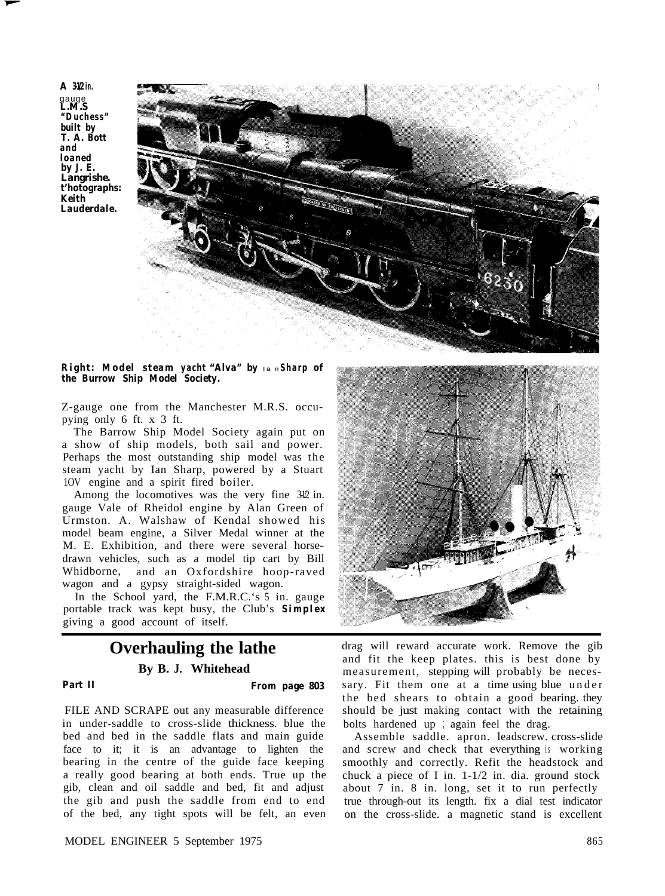**A 3-1/2 in. gauge L.M.S "Duchess" built by T. A. Bott and loaned by J. E. Langrishe. Photographs: Keith Lauderdale.**

**Right: Model steam yacht "Alva" by Ian Sharp of the Burrow Ship Model Society.**

Z-gauge one from the Manchester M.R.S. occupying only 6 ft. x 3 ft.

The Barrow Ship Model Society again put on a show of ship models, both sail and power. Perhaps the most outstanding ship model was the steam yacht by Ian Sharp, powered by a Stuart 10V engine and a spirit fired boiler.

Among the locomotives was the very fine 3-1/2 in. gauge Vale of Rheidol engine by Alan Green of Urmston. A. Walshaw of Kendal showed his model beam engine, a Silver Medal winner at the M. E. Exhibition, and there were several horse-drawn vehicles, such as a model tip cart by Bill Whidborne, and an Oxfordshire hoop-raved wagon and a gypsy straight-sided wagon.

In the School yard, the F.M.R.C.'s 5 in. gauge portable track was kept busy, the Club's **Simplex** giving a good account of itself.

# Overhauling the lathe

**By B. J. Whitehead**

**Part II** — **From page 803**

FILE AND SCRAPE out any measurable difference in under-saddle to cross-slide thickness. blue the bed and bed in the saddle flats and main guide face to it; it is an advantage to lighten the bearing in the centre of the guide face keeping a really good bearing at both ends. True up the gib, clean and oil saddle and bed, fit and adjust the gib and push the saddle from end to end of the bed, any tight spots will be felt, an even drag will reward accurate work. Remove the gib and fit the keep plates. this is best done by measurement, stepping will probably be necessary. Fit them one at a time using blue under the bed shears to obtain a good bearing. they should be just making contact with the retaining bolts hardened up ; again feel the drag.

Assemble saddle. apron. leadscrew. cross-slide and screw and check that everything is working smoothly and correctly. Refit the headstock and chuck a piece of I in. 1-1/2 in. dia. ground stock about 7 in. 8 in. long, set it to run perfectly true through-out its length. fix a dial test indicator on the cross-slide. a magnetic stand is excellent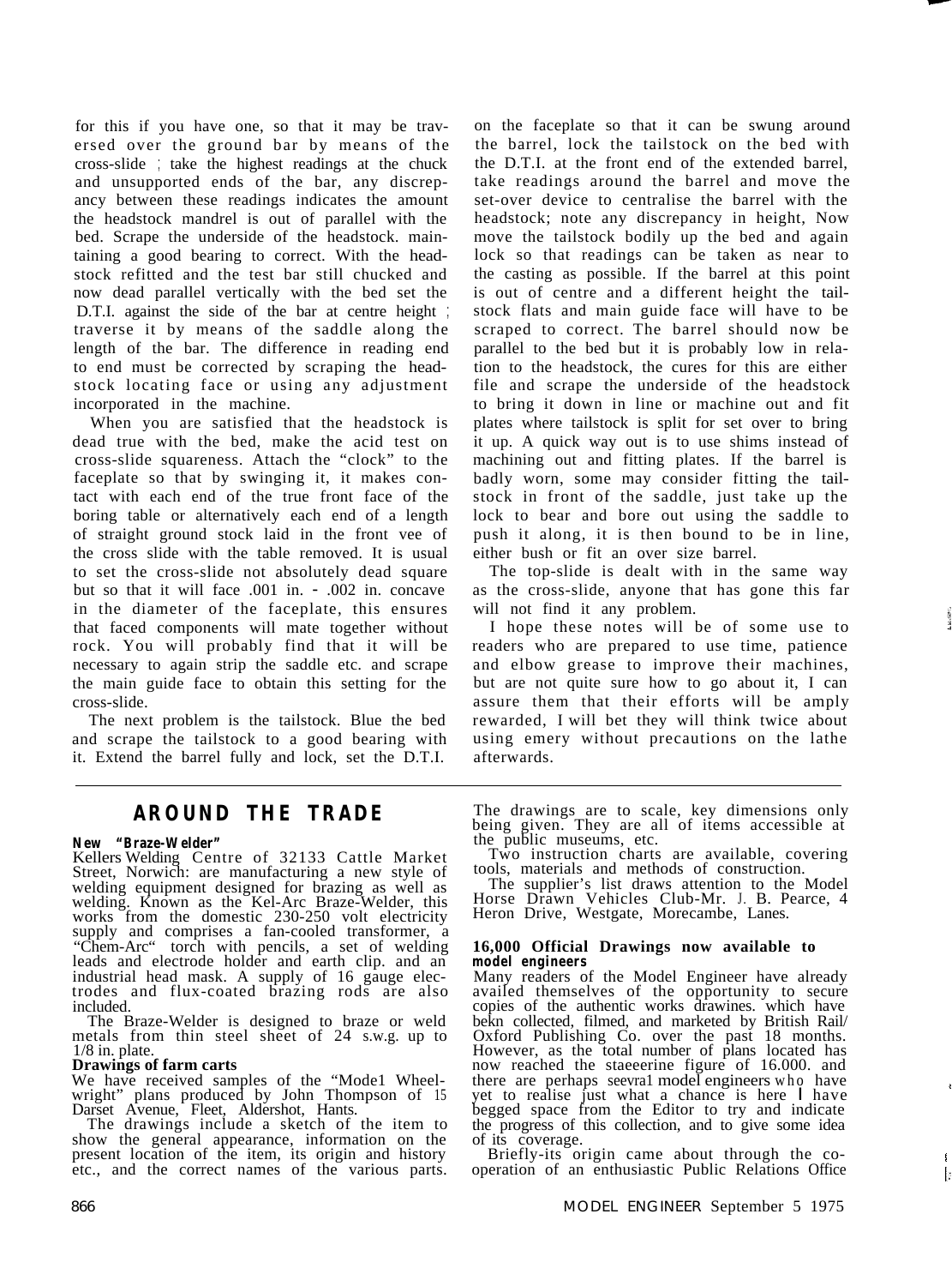for this if you have one, so that it may be traversed over the ground bar by means of the cross-slide ; take the highest readings at the chuck and unsupported ends of the bar, any discrepancy between these readings indicates the amount the headstock mandrel is out of parallel with the bed. Scrape the underside of the headstock. maintaining a good bearing to correct. With the headstock refitted and the test bar still chucked and now dead parallel vertically with the bed set the D.T.I. against the side of the bar at centre height ; traverse it by means of the saddle along the length of the bar. The difference in reading end to end must be corrected by scraping the headstock locating face or using any adjustment incorporated in the machine.

When you are satisfied that the headstock is dead true with the bed, make the acid test on cross-slide squareness. Attach the "clock" to the faceplate so that by swinging it, it makes contact with each end of the true front face of the boring table or alternatively each end of a length of straight ground stock laid in the front vee of the cross slide with the table removed. It is usual to set the cross-slide not absolutely dead square but so that it will face .001 in. - .002 in. concave in the diameter of the faceplate, this ensures that faced components will mate together without rock. You will probably find that it will be necessary to again strip the saddle etc. and scrape the main guide face to obtain this setting for the cross-slide.

The next problem is the tailstock. Blue the bed and scrape the tailstock to a good bearing with it. Extend the barrel fully and lock, set the D.T.I. on the faceplate so that it can be swung around the barrel, lock the tailstock on the bed with the D.T.I. at the front end of the extended barrel, take readings around the barrel and move the set-over device to centralise the barrel with the headstock; note any discrepancy in height, Now move the tailstock bodily up the bed and again lock so that readings can be taken as near to the casting as possible. If the barrel at this point is out of centre and a different height the tailstock flats and main guide face will have to be scraped to correct. The barrel should now be parallel to the bed but it is probably low in relation to the headstock, the cures for this are either file and scrape the underside of the headstock to bring it down in line or machine out and fit plates where tailstock is split for set over to bring it up. A quick way out is to use shims instead of machining out and fitting plates. If the barrel is badly worn, some may consider fitting the tailstock in front of the saddle, just take up the lock to bear and bore out using the saddle to push it along, it is then bound to be in line, either bush or fit an over size barrel.

The top-slide is dealt with in the same way as the cross-slide, anyone that has gone this far will not find it any problem.

I hope these notes will be of some use to readers who are prepared to use time, patience and elbow grease to improve their machines, but are not quite sure how to go about it, I can assure them that their efforts will be amply rewarded, I will bet they will think twice about using emery without precautions on the lathe afterwards.

## AROUND THE TRADE

**New "Braze-Welder"**

Kellers Welding Centre of 32133 Cattle Market Street, Norwich: are manufacturing a new style of welding equipment designed for brazing as well as welding. Known as the Kel-Arc Braze-Welder, this works from the domestic 230-250 volt electricity supply and comprises a fan-cooled transformer, a "Chem-Arc" torch with pencils, a set of welding leads and electrode holder and earth clip. and an industrial head mask. A supply of 16 gauge electrodes and flux-coated brazing rods are also included.

The Braze-Welder is designed to braze or weld metals from thin steel sheet of 24 s.w.g. up to 1/8 in. plate.

**Drawings of farm carts**

We have received samples of the "Mode1 Wheelwright" plans produced by John Thompson of 15 Darset Avenue, Fleet, Aldershot, Hants.

The drawings include a sketch of the item to show the general appearance, information on the present location of the item, its origin and history etc., and the correct names of the various parts. The drawings are to scale, key dimensions only being given. They are all of items accessible at the public museums, etc.

Two instruction charts are available, covering tools, materials and methods of construction.

The supplier's list draws attention to the Model Horse Drawn Vehicles Club-Mr. J. B. Pearce, 4 Heron Drive, Westgate, Morecambe, Lancs.

**16,000 Official Drawings now available to model engineers**

Many readers of the Model Engineer have already availed themselves of the opportunity to secure copies of the authentic works drawines. which have bekn collected, filmed, and marketed by British Rail/ Oxford Publishing Co. over the past 18 months. However, as the total number of plans located has now reached the staeeerine figure of 16.000. and there are perhaps seevra1 model engineers who have yet to realise just what a chance is here I have begged space from the Editor to try and indicate the progress of this collection, and to give some idea of its coverage.

Briefly-its origin came about through the co-operation of an enthusiastic Public Relations Office